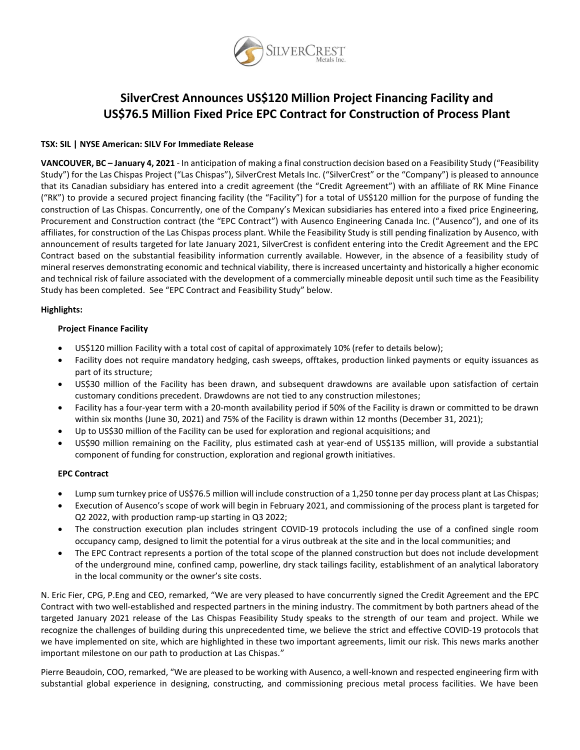# SilverCrest Announces US$120 Million Project Financing Facility and US$76.5 Million Fixed Price EPC Contract for Construction of Process Plant

**TSX: SIL | NYSE American: SILV For Immediate Release**

**VANCOUVER, BC – January 4, 2021** - In anticipation of making a final construction decision based on a Feasibility Study ("Feasibility Study") for the Las Chispas Project ("Las Chispas"), SilverCrest Metals Inc. ("SilverCrest" or the "Company") is pleased to announce that its Canadian subsidiary has entered into a credit agreement (the "Credit Agreement") with an affiliate of RK Mine Finance ("RK") to provide a secured project financing facility (the "Facility") for a total of US$120 million for the purpose of funding the construction of Las Chispas. Concurrently, one of the Company's Mexican subsidiaries has entered into a fixed price Engineering, Procurement and Construction contract (the "EPC Contract") with Ausenco Engineering Canada Inc. ("Ausenco"), and one of its affiliates, for construction of the Las Chispas process plant. While the Feasibility Study is still pending finalization by Ausenco, with announcement of results targeted for late January 2021, SilverCrest is confident entering into the Credit Agreement and the EPC Contract based on the substantial feasibility information currently available. However, in the absence of a feasibility study of mineral reserves demonstrating economic and technical viability, there is increased uncertainty and historically a higher economic and technical risk of failure associated with the development of a commercially mineable deposit until such time as the Feasibility Study has been completed. See "EPC Contract and Feasibility Study" below.

**Highlights:**

**Project Finance Facility**

- US$120 million Facility with a total cost of capital of approximately 10% (refer to details below);
- Facility does not require mandatory hedging, cash sweeps, offtakes, production linked payments or equity issuances as part of its structure;
- US$30 million of the Facility has been drawn, and subsequent drawdowns are available upon satisfaction of certain customary conditions precedent. Drawdowns are not tied to any construction milestones;
- Facility has a four-year term with a 20-month availability period if 50% of the Facility is drawn or committed to be drawn within six months (June 30, 2021) and 75% of the Facility is drawn within 12 months (December 31, 2021);
- Up to US$30 million of the Facility can be used for exploration and regional acquisitions; and
- US$90 million remaining on the Facility, plus estimated cash at year-end of US$135 million, will provide a substantial component of funding for construction, exploration and regional growth initiatives.

**EPC Contract**

- Lump sum turnkey price of US$76.5 million will include construction of a 1,250 tonne per day process plant at Las Chispas;
- Execution of Ausenco's scope of work will begin in February 2021, and commissioning of the process plant is targeted for Q2 2022, with production ramp-up starting in Q3 2022;
- The construction execution plan includes stringent COVID-19 protocols including the use of a confined single room occupancy camp, designed to limit the potential for a virus outbreak at the site and in the local communities; and
- The EPC Contract represents a portion of the total scope of the planned construction but does not include development of the underground mine, confined camp, powerline, dry stack tailings facility, establishment of an analytical laboratory in the local community or the owner's site costs.

N. Eric Fier, CPG, P.Eng and CEO, remarked, "We are very pleased to have concurrently signed the Credit Agreement and the EPC Contract with two well-established and respected partners in the mining industry. The commitment by both partners ahead of the targeted January 2021 release of the Las Chispas Feasibility Study speaks to the strength of our team and project. While we recognize the challenges of building during this unprecedented time, we believe the strict and effective COVID-19 protocols that we have implemented on site, which are highlighted in these two important agreements, limit our risk. This news marks another important milestone on our path to production at Las Chispas."

Pierre Beaudoin, COO, remarked, "We are pleased to be working with Ausenco, a well-known and respected engineering firm with substantial global experience in designing, constructing, and commissioning precious metal process facilities. We have been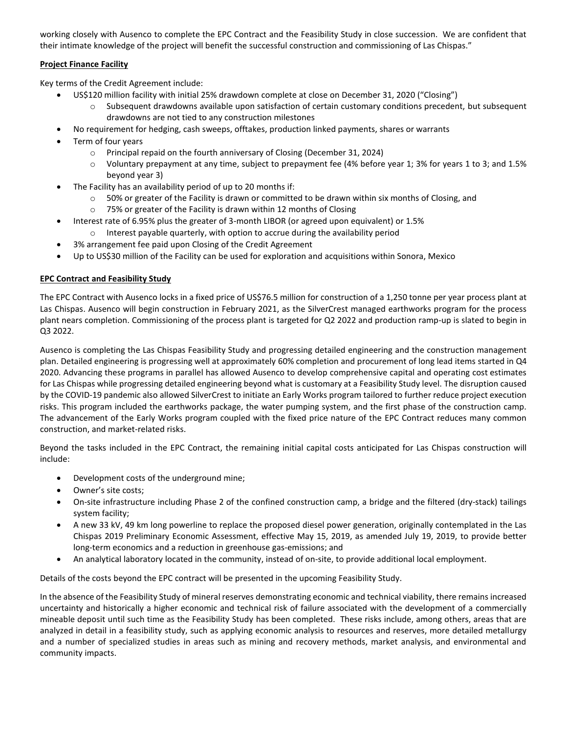working closely with Ausenco to complete the EPC Contract and the Feasibility Study in close succession. We are confident that their intimate knowledge of the project will benefit the successful construction and commissioning of Las Chispas."

**Project Finance Facility**

Key terms of the Credit Agreement include:

- US$120 million facility with initial 25% drawdown complete at close on December 31, 2020 ("Closing")
  - Subsequent drawdowns available upon satisfaction of certain customary conditions precedent, but subsequent drawdowns are not tied to any construction milestones
- No requirement for hedging, cash sweeps, offtakes, production linked payments, shares or warrants
- Term of four years
  - Principal repaid on the fourth anniversary of Closing (December 31, 2024)
  - Voluntary prepayment at any time, subject to prepayment fee (4% before year 1; 3% for years 1 to 3; and 1.5% beyond year 3)
- The Facility has an availability period of up to 20 months if:
  - 50% or greater of the Facility is drawn or committed to be drawn within six months of Closing, and
  - 75% or greater of the Facility is drawn within 12 months of Closing
- Interest rate of 6.95% plus the greater of 3-month LIBOR (or agreed upon equivalent) or 1.5%
  - Interest payable quarterly, with option to accrue during the availability period
- 3% arrangement fee paid upon Closing of the Credit Agreement
- Up to US$30 million of the Facility can be used for exploration and acquisitions within Sonora, Mexico

**EPC Contract and Feasibility Study**

The EPC Contract with Ausenco locks in a fixed price of US$76.5 million for construction of a 1,250 tonne per year process plant at Las Chispas. Ausenco will begin construction in February 2021, as the SilverCrest managed earthworks program for the process plant nears completion. Commissioning of the process plant is targeted for Q2 2022 and production ramp-up is slated to begin in Q3 2022.

Ausenco is completing the Las Chispas Feasibility Study and progressing detailed engineering and the construction management plan. Detailed engineering is progressing well at approximately 60% completion and procurement of long lead items started in Q4 2020. Advancing these programs in parallel has allowed Ausenco to develop comprehensive capital and operating cost estimates for Las Chispas while progressing detailed engineering beyond what is customary at a Feasibility Study level. The disruption caused by the COVID-19 pandemic also allowed SilverCrest to initiate an Early Works program tailored to further reduce project execution risks. This program included the earthworks package, the water pumping system, and the first phase of the construction camp. The advancement of the Early Works program coupled with the fixed price nature of the EPC Contract reduces many common construction, and market-related risks.

Beyond the tasks included in the EPC Contract, the remaining initial capital costs anticipated for Las Chispas construction will include:

- Development costs of the underground mine;
- Owner's site costs;
- On-site infrastructure including Phase 2 of the confined construction camp, a bridge and the filtered (dry-stack) tailings system facility;
- A new 33 kV, 49 km long powerline to replace the proposed diesel power generation, originally contemplated in the Las Chispas 2019 Preliminary Economic Assessment, effective May 15, 2019, as amended July 19, 2019, to provide better long-term economics and a reduction in greenhouse gas-emissions; and
- An analytical laboratory located in the community, instead of on-site, to provide additional local employment.

Details of the costs beyond the EPC contract will be presented in the upcoming Feasibility Study.

In the absence of the Feasibility Study of mineral reserves demonstrating economic and technical viability, there remains increased uncertainty and historically a higher economic and technical risk of failure associated with the development of a commercially mineable deposit until such time as the Feasibility Study has been completed. These risks include, among others, areas that are analyzed in detail in a feasibility study, such as applying economic analysis to resources and reserves, more detailed metallurgy and a number of specialized studies in areas such as mining and recovery methods, market analysis, and environmental and community impacts.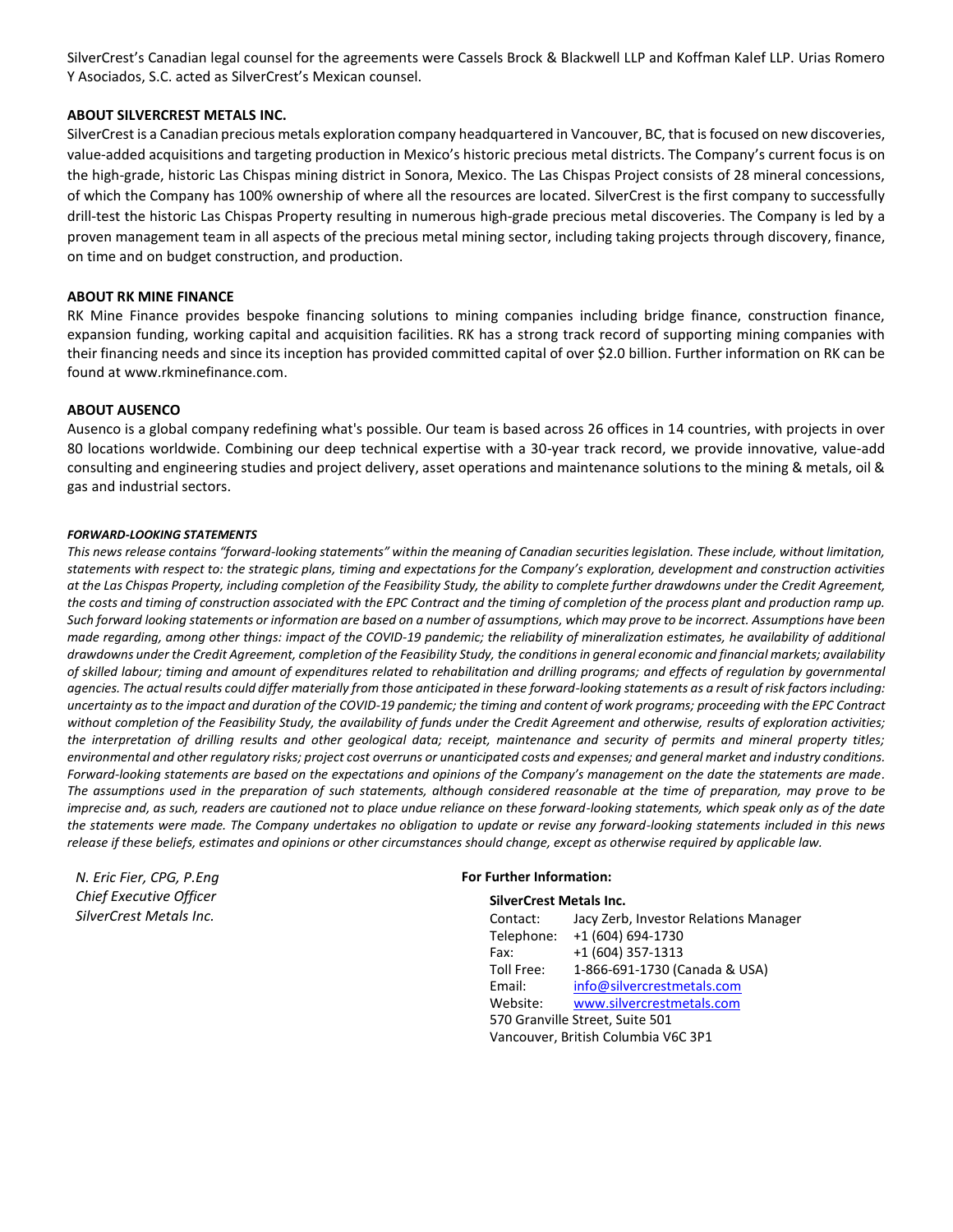SilverCrest's Canadian legal counsel for the agreements were Cassels Brock & Blackwell LLP and Koffman Kalef LLP. Urias Romero Y Asociados, S.C. acted as SilverCrest's Mexican counsel.

**ABOUT SILVERCREST METALS INC.**

SilverCrest is a Canadian precious metals exploration company headquartered in Vancouver, BC, that is focused on new discoveries, value-added acquisitions and targeting production in Mexico's historic precious metal districts. The Company's current focus is on the high-grade, historic Las Chispas mining district in Sonora, Mexico. The Las Chispas Project consists of 28 mineral concessions, of which the Company has 100% ownership of where all the resources are located. SilverCrest is the first company to successfully drill-test the historic Las Chispas Property resulting in numerous high-grade precious metal discoveries. The Company is led by a proven management team in all aspects of the precious metal mining sector, including taking projects through discovery, finance, on time and on budget construction, and production.

**ABOUT RK MINE FINANCE**

RK Mine Finance provides bespoke financing solutions to mining companies including bridge finance, construction finance, expansion funding, working capital and acquisition facilities. RK has a strong track record of supporting mining companies with their financing needs and since its inception has provided committed capital of over $2.0 billion. Further information on RK can be found at www.rkminefinance.com.

**ABOUT AUSENCO**

Ausenco is a global company redefining what's possible. Our team is based across 26 offices in 14 countries, with projects in over 80 locations worldwide. Combining our deep technical expertise with a 30-year track record, we provide innovative, value-add consulting and engineering studies and project delivery, asset operations and maintenance solutions to the mining & metals, oil & gas and industrial sectors.

***FORWARD-LOOKING STATEMENTS***

*This news release contains "forward-looking statements" within the meaning of Canadian securities legislation. These include, without limitation, statements with respect to: the strategic plans, timing and expectations for the Company's exploration, development and construction activities at the Las Chispas Property, including completion of the Feasibility Study, the ability to complete further drawdowns under the Credit Agreement, the costs and timing of construction associated with the EPC Contract and the timing of completion of the process plant and production ramp up. Such forward looking statements or information are based on a number of assumptions, which may prove to be incorrect. Assumptions have been made regarding, among other things: impact of the COVID-19 pandemic; the reliability of mineralization estimates, he availability of additional drawdowns under the Credit Agreement, completion of the Feasibility Study, the conditions in general economic and financial markets; availability of skilled labour; timing and amount of expenditures related to rehabilitation and drilling programs; and effects of regulation by governmental agencies. The actual results could differ materially from those anticipated in these forward-looking statements as a result of risk factors including: uncertainty as to the impact and duration of the COVID-19 pandemic; the timing and content of work programs; proceeding with the EPC Contract without completion of the Feasibility Study, the availability of funds under the Credit Agreement and otherwise, results of exploration activities; the interpretation of drilling results and other geological data; receipt, maintenance and security of permits and mineral property titles; environmental and other regulatory risks; project cost overruns or unanticipated costs and expenses; and general market and industry conditions. Forward-looking statements are based on the expectations and opinions of the Company's management on the date the statements are made. The assumptions used in the preparation of such statements, although considered reasonable at the time of preparation, may prove to be imprecise and, as such, readers are cautioned not to place undue reliance on these forward-looking statements, which speak only as of the date the statements were made. The Company undertakes no obligation to update or revise any forward-looking statements included in this news release if these beliefs, estimates and opinions or other circumstances should change, except as otherwise required by applicable law.*

*N. Eric Fier, CPG, P.Eng*
*Chief Executive Officer*
*SilverCrest Metals Inc.*

**For Further Information:**

**SilverCrest Metals Inc.**

Contact: Jacy Zerb, Investor Relations Manager
Telephone: +1 (604) 694-1730
Fax: +1 (604) 357-1313
Toll Free: 1-866-691-1730 (Canada & USA)
Email: info@silvercrestmetals.com
Website: www.silvercrestmetals.com
570 Granville Street, Suite 501
Vancouver, British Columbia V6C 3P1